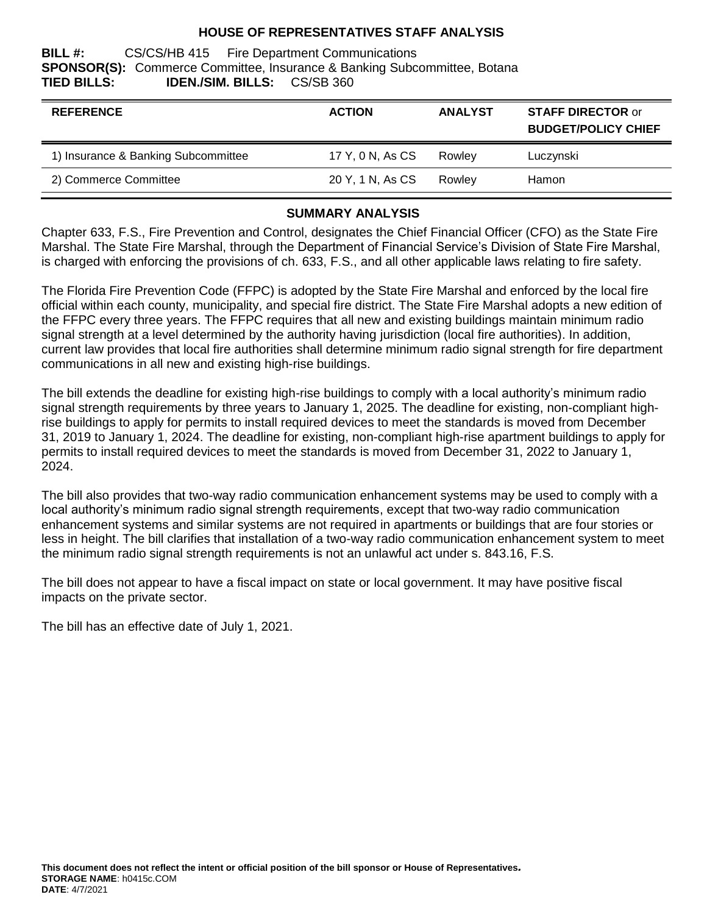# HOUSE OF REPRESENTATIVES STAFF ANALYSIS

**BILL #:** CS/CS/HB 415 Fire Department Communications
**SPONSOR(S):** Commerce Committee, Insurance & Banking Subcommittee, Botana
**TIED BILLS:** **IDEN./SIM. BILLS:** CS/SB 360

| REFERENCE | ACTION | ANALYST | STAFF DIRECTOR or BUDGET/POLICY CHIEF |
|---|---|---|---|
| 1) Insurance & Banking Subcommittee | 17 Y, 0 N, As CS | Rowley | Luczynski |
| 2) Commerce Committee | 20 Y, 1 N, As CS | Rowley | Hamon |

## SUMMARY ANALYSIS

Chapter 633, F.S., Fire Prevention and Control, designates the Chief Financial Officer (CFO) as the State Fire Marshal. The State Fire Marshal, through the Department of Financial Service's Division of State Fire Marshal, is charged with enforcing the provisions of ch. 633, F.S., and all other applicable laws relating to fire safety.

The Florida Fire Prevention Code (FFPC) is adopted by the State Fire Marshal and enforced by the local fire official within each county, municipality, and special fire district. The State Fire Marshal adopts a new edition of the FFPC every three years. The FFPC requires that all new and existing buildings maintain minimum radio signal strength at a level determined by the authority having jurisdiction (local fire authorities). In addition, current law provides that local fire authorities shall determine minimum radio signal strength for fire department communications in all new and existing high-rise buildings.

The bill extends the deadline for existing high-rise buildings to comply with a local authority's minimum radio signal strength requirements by three years to January 1, 2025. The deadline for existing, non-compliant high-rise buildings to apply for permits to install required devices to meet the standards is moved from December 31, 2019 to January 1, 2024. The deadline for existing, non-compliant high-rise apartment buildings to apply for permits to install required devices to meet the standards is moved from December 31, 2022 to January 1, 2024.

The bill also provides that two-way radio communication enhancement systems may be used to comply with a local authority's minimum radio signal strength requirements, except that two-way radio communication enhancement systems and similar systems are not required in apartments or buildings that are four stories or less in height. The bill clarifies that installation of a two-way radio communication enhancement system to meet the minimum radio signal strength requirements is not an unlawful act under s. 843.16, F.S.

The bill does not appear to have a fiscal impact on state or local government. It may have positive fiscal impacts on the private sector.

The bill has an effective date of July 1, 2021.

**This document does not reflect the intent or official position of the bill sponsor or House of Representatives.**
**STORAGE NAME**: h0415c.COM
**DATE**: 4/7/2021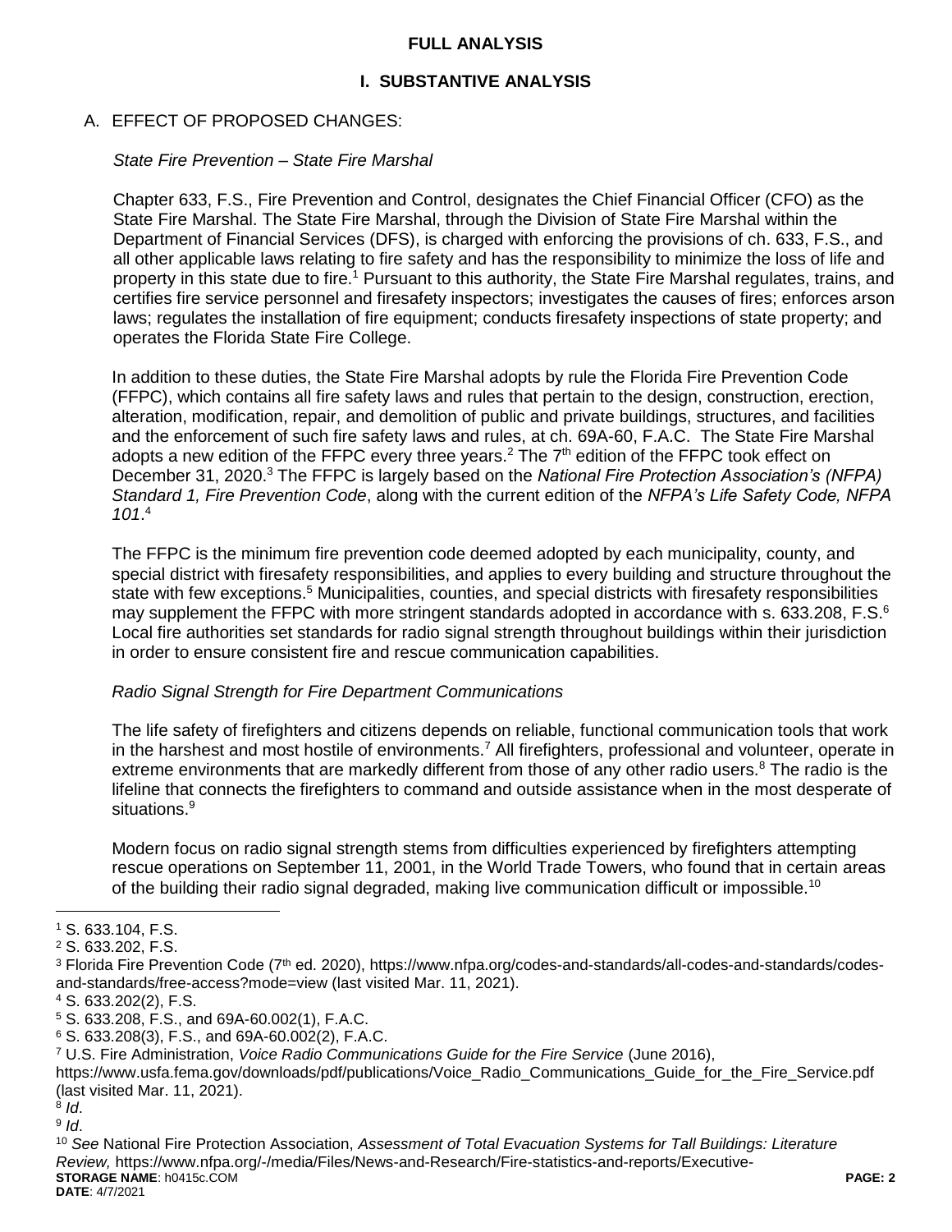# FULL ANALYSIS

## I. SUBSTANTIVE ANALYSIS

### A. EFFECT OF PROPOSED CHANGES:

*State Fire Prevention – State Fire Marshal*

Chapter 633, F.S., Fire Prevention and Control, designates the Chief Financial Officer (CFO) as the State Fire Marshal. The State Fire Marshal, through the Division of State Fire Marshal within the Department of Financial Services (DFS), is charged with enforcing the provisions of ch. 633, F.S., and all other applicable laws relating to fire safety and has the responsibility to minimize the loss of life and property in this state due to fire.[1] Pursuant to this authority, the State Fire Marshal regulates, trains, and certifies fire service personnel and firesafety inspectors; investigates the causes of fires; enforces arson laws; regulates the installation of fire equipment; conducts firesafety inspections of state property; and operates the Florida State Fire College.

In addition to these duties, the State Fire Marshal adopts by rule the Florida Fire Prevention Code (FFPC), which contains all fire safety laws and rules that pertain to the design, construction, erection, alteration, modification, repair, and demolition of public and private buildings, structures, and facilities and the enforcement of such fire safety laws and rules, at ch. 69A-60, F.A.C. The State Fire Marshal adopts a new edition of the FFPC every three years.[2] The 7th edition of the FFPC took effect on December 31, 2020.[3] The FFPC is largely based on the *National Fire Protection Association's (NFPA) Standard 1, Fire Prevention Code*, along with the current edition of the *NFPA's Life Safety Code, NFPA 101*.[4]

The FFPC is the minimum fire prevention code deemed adopted by each municipality, county, and special district with firesafety responsibilities, and applies to every building and structure throughout the state with few exceptions.[5] Municipalities, counties, and special districts with firesafety responsibilities may supplement the FFPC with more stringent standards adopted in accordance with s. 633.208, F.S.[6] Local fire authorities set standards for radio signal strength throughout buildings within their jurisdiction in order to ensure consistent fire and rescue communication capabilities.

*Radio Signal Strength for Fire Department Communications*

The life safety of firefighters and citizens depends on reliable, functional communication tools that work in the harshest and most hostile of environments.[7] All firefighters, professional and volunteer, operate in extreme environments that are markedly different from those of any other radio users.[8] The radio is the lifeline that connects the firefighters to command and outside assistance when in the most desperate of situations.[9]

Modern focus on radio signal strength stems from difficulties experienced by firefighters attempting rescue operations on September 11, 2001, in the World Trade Towers, who found that in certain areas of the building their radio signal degraded, making live communication difficult or impossible.[10]

---

[1] S. 633.104, F.S.

[2] S. 633.202, F.S.

[3] Florida Fire Prevention Code (7th ed. 2020), https://www.nfpa.org/codes-and-standards/all-codes-and-standards/codes-and-standards/free-access?mode=view (last visited Mar. 11, 2021).

[4] S. 633.202(2), F.S.

[5] S. 633.208, F.S., and 69A-60.002(1), F.A.C.

[6] S. 633.208(3), F.S., and 69A-60.002(2), F.A.C.

[7] U.S. Fire Administration, *Voice Radio Communications Guide for the Fire Service* (June 2016), https://www.usfa.fema.gov/downloads/pdf/publications/Voice_Radio_Communications_Guide_for_the_Fire_Service.pdf (last visited Mar. 11, 2021).

[8] *Id*.

[9] *Id*.

[10] *See* National Fire Protection Association, *Assessment of Total Evacuation Systems for Tall Buildings: Literature Review,* https://www.nfpa.org/-/media/Files/News-and-Research/Fire-statistics-and-reports/Executive-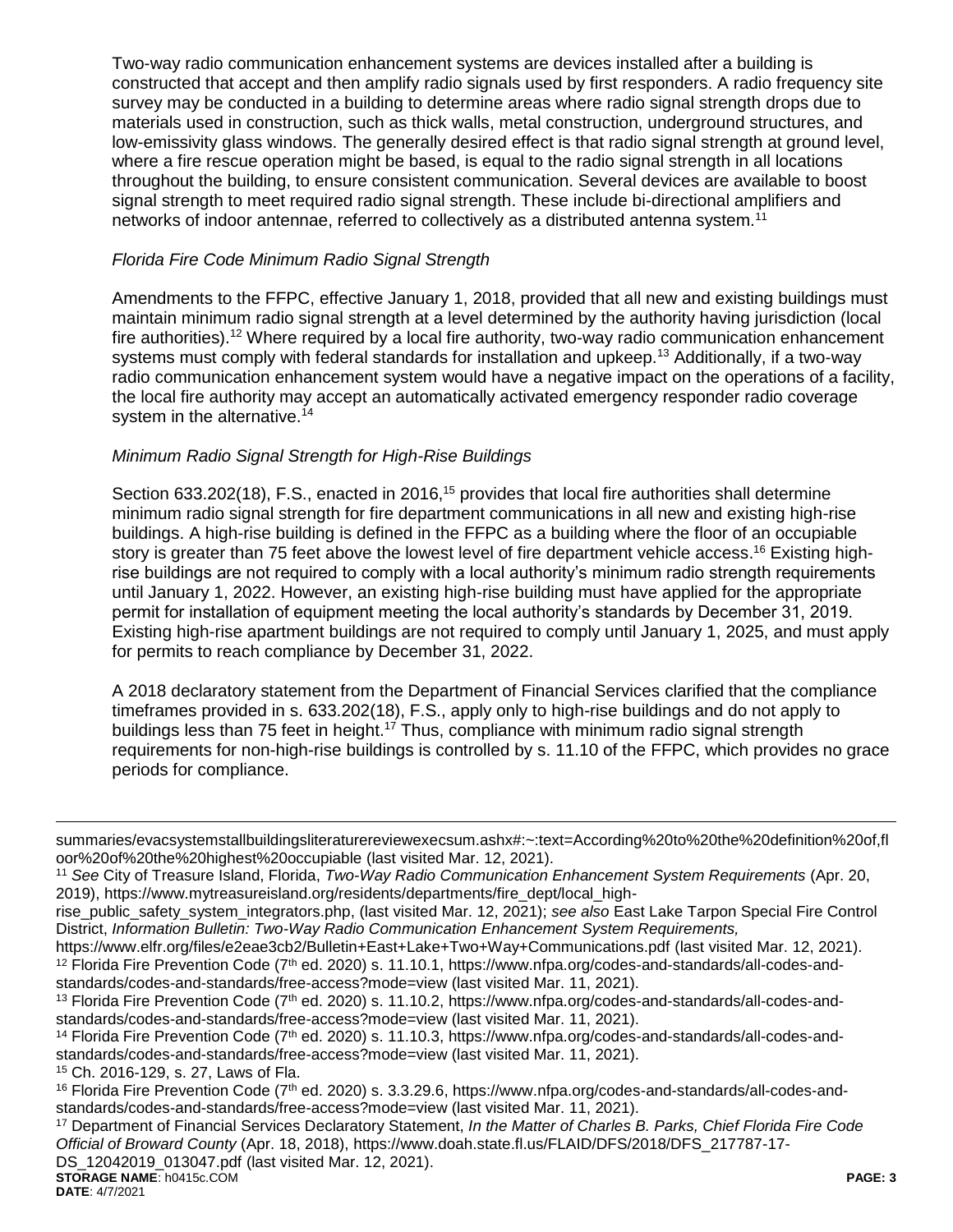Two-way radio communication enhancement systems are devices installed after a building is constructed that accept and then amplify radio signals used by first responders. A radio frequency site survey may be conducted in a building to determine areas where radio signal strength drops due to materials used in construction, such as thick walls, metal construction, underground structures, and low-emissivity glass windows. The generally desired effect is that radio signal strength at ground level, where a fire rescue operation might be based, is equal to the radio signal strength in all locations throughout the building, to ensure consistent communication. Several devices are available to boost signal strength to meet required radio signal strength. These include bi-directional amplifiers and networks of indoor antennae, referred to collectively as a distributed antenna system.[11]

*Florida Fire Code Minimum Radio Signal Strength*

Amendments to the FFPC, effective January 1, 2018, provided that all new and existing buildings must maintain minimum radio signal strength at a level determined by the authority having jurisdiction (local fire authorities).[12] Where required by a local fire authority, two-way radio communication enhancement systems must comply with federal standards for installation and upkeep.[13] Additionally, if a two-way radio communication enhancement system would have a negative impact on the operations of a facility, the local fire authority may accept an automatically activated emergency responder radio coverage system in the alternative.[14]

*Minimum Radio Signal Strength for High-Rise Buildings*

Section 633.202(18), F.S., enacted in 2016,[15] provides that local fire authorities shall determine minimum radio signal strength for fire department communications in all new and existing high-rise buildings. A high-rise building is defined in the FFPC as a building where the floor of an occupiable story is greater than 75 feet above the lowest level of fire department vehicle access.[16] Existing high-rise buildings are not required to comply with a local authority's minimum radio strength requirements until January 1, 2022. However, an existing high-rise building must have applied for the appropriate permit for installation of equipment meeting the local authority's standards by December 31, 2019. Existing high-rise apartment buildings are not required to comply until January 1, 2025, and must apply for permits to reach compliance by December 31, 2022.

A 2018 declaratory statement from the Department of Financial Services clarified that the compliance timeframes provided in s. 633.202(18), F.S., apply only to high-rise buildings and do not apply to buildings less than 75 feet in height.[17] Thus, compliance with minimum radio signal strength requirements for non-high-rise buildings is controlled by s. 11.10 of the FFPC, which provides no grace periods for compliance.

---

summaries/evacsystemstallbuildingsliteraturereviewexecsum.ashx#:~:text=According%20to%20the%20definition%20of,floor%20of%20the%20highest%20occupiable (last visited Mar. 12, 2021).

[11] *See* City of Treasure Island, Florida, *Two-Way Radio Communication Enhancement System Requirements* (Apr. 20, 2019), https://www.mytreasureisland.org/residents/departments/fire_dept/local_high-rise_public_safety_system_integrators.php, (last visited Mar. 12, 2021); *see also* East Lake Tarpon Special Fire Control District, *Information Bulletin: Two-Way Radio Communication Enhancement System Requirements,* https://www.elfr.org/files/e2eae3cb2/Bulletin+East+Lake+Two+Way+Communications.pdf (last visited Mar. 12, 2021).

[12] Florida Fire Prevention Code (7th ed. 2020) s. 11.10.1, https://www.nfpa.org/codes-and-standards/all-codes-and-standards/codes-and-standards/free-access?mode=view (last visited Mar. 11, 2021).

[13] Florida Fire Prevention Code (7th ed. 2020) s. 11.10.2, https://www.nfpa.org/codes-and-standards/all-codes-and-standards/codes-and-standards/free-access?mode=view (last visited Mar. 11, 2021).

[14] Florida Fire Prevention Code (7th ed. 2020) s. 11.10.3, https://www.nfpa.org/codes-and-standards/all-codes-and-standards/codes-and-standards/free-access?mode=view (last visited Mar. 11, 2021).

[15] Ch. 2016-129, s. 27, Laws of Fla.

[16] Florida Fire Prevention Code (7th ed. 2020) s. 3.3.29.6, https://www.nfpa.org/codes-and-standards/all-codes-and-standards/codes-and-standards/free-access?mode=view (last visited Mar. 11, 2021).

[17] Department of Financial Services Declaratory Statement, *In the Matter of Charles B. Parks, Chief Florida Fire Code Official of Broward County* (Apr. 18, 2018), https://www.doah.state.fl.us/FLAID/DFS/2018/DFS_217787-17-DS_12042019_013047.pdf (last visited Mar. 12, 2021).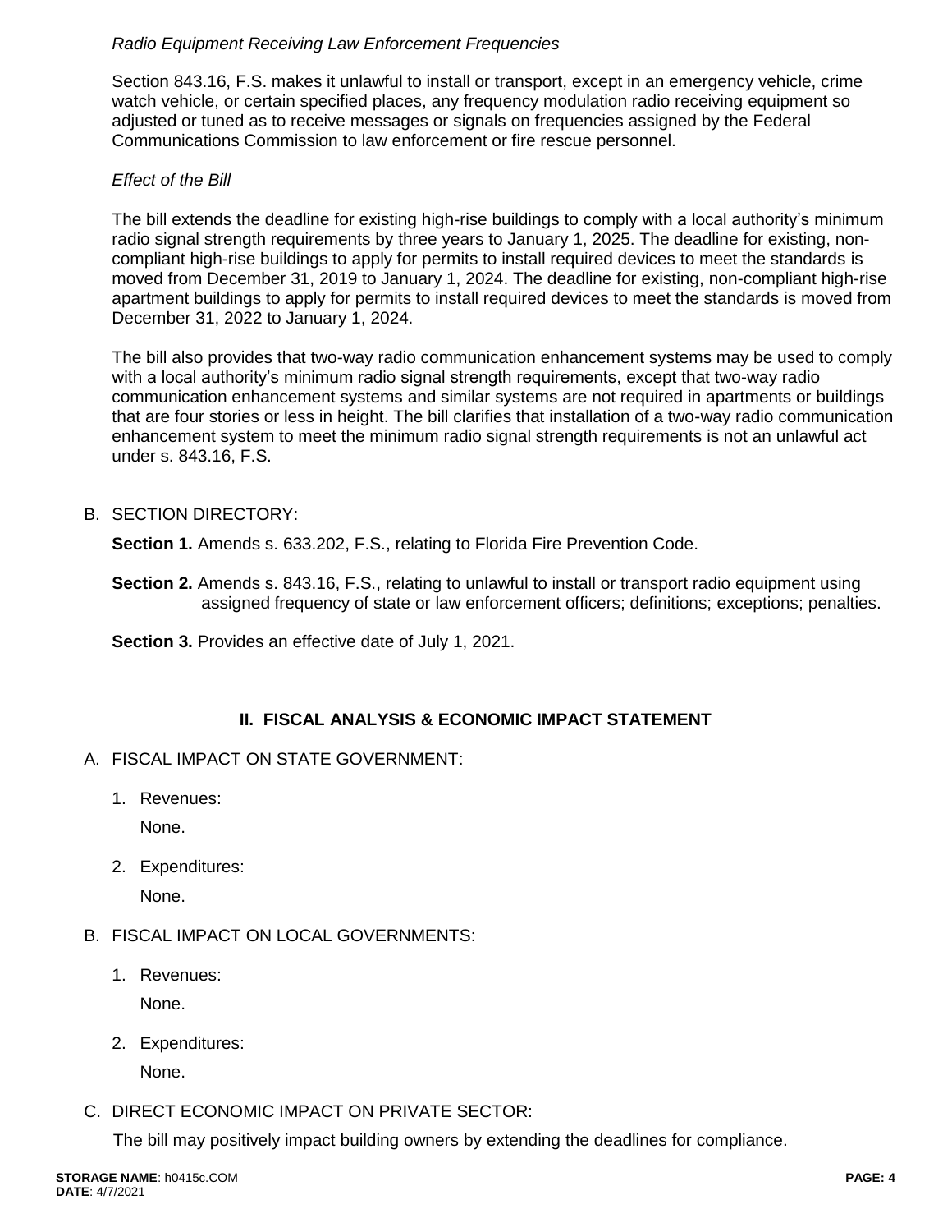*Radio Equipment Receiving Law Enforcement Frequencies*

Section 843.16, F.S. makes it unlawful to install or transport, except in an emergency vehicle, crime watch vehicle, or certain specified places, any frequency modulation radio receiving equipment so adjusted or tuned as to receive messages or signals on frequencies assigned by the Federal Communications Commission to law enforcement or fire rescue personnel.

*Effect of the Bill*

The bill extends the deadline for existing high-rise buildings to comply with a local authority's minimum radio signal strength requirements by three years to January 1, 2025. The deadline for existing, non-compliant high-rise buildings to apply for permits to install required devices to meet the standards is moved from December 31, 2019 to January 1, 2024. The deadline for existing, non-compliant high-rise apartment buildings to apply for permits to install required devices to meet the standards is moved from December 31, 2022 to January 1, 2024.

The bill also provides that two-way radio communication enhancement systems may be used to comply with a local authority's minimum radio signal strength requirements, except that two-way radio communication enhancement systems and similar systems are not required in apartments or buildings that are four stories or less in height. The bill clarifies that installation of a two-way radio communication enhancement system to meet the minimum radio signal strength requirements is not an unlawful act under s. 843.16, F.S.

B. SECTION DIRECTORY:

**Section 1.** Amends s. 633.202, F.S., relating to Florida Fire Prevention Code.

**Section 2.** Amends s. 843.16, F.S., relating to unlawful to install or transport radio equipment using assigned frequency of state or law enforcement officers; definitions; exceptions; penalties.

**Section 3.** Provides an effective date of July 1, 2021.

## II. FISCAL ANALYSIS & ECONOMIC IMPACT STATEMENT

A. FISCAL IMPACT ON STATE GOVERNMENT:

1. Revenues:

   None.

2. Expenditures:

   None.

B. FISCAL IMPACT ON LOCAL GOVERNMENTS:

1. Revenues:

   None.

2. Expenditures:

   None.

C. DIRECT ECONOMIC IMPACT ON PRIVATE SECTOR:

The bill may positively impact building owners by extending the deadlines for compliance.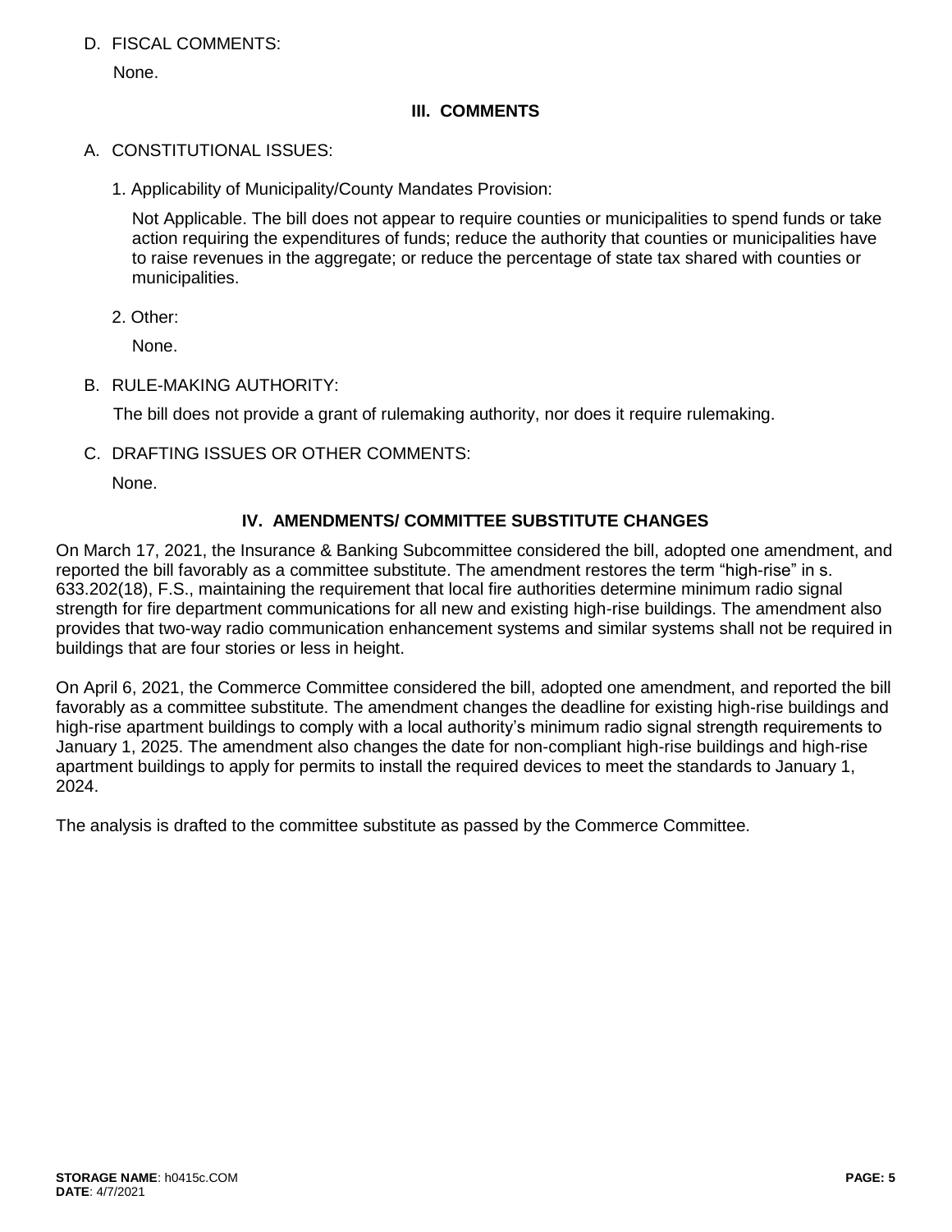D. FISCAL COMMENTS:

None.

## III. COMMENTS

A. CONSTITUTIONAL ISSUES:

1. Applicability of Municipality/County Mandates Provision:

Not Applicable. The bill does not appear to require counties or municipalities to spend funds or take action requiring the expenditures of funds; reduce the authority that counties or municipalities have to raise revenues in the aggregate; or reduce the percentage of state tax shared with counties or municipalities.

2. Other:

None.

B. RULE-MAKING AUTHORITY:

The bill does not provide a grant of rulemaking authority, nor does it require rulemaking.

C. DRAFTING ISSUES OR OTHER COMMENTS:

None.

## IV. AMENDMENTS/ COMMITTEE SUBSTITUTE CHANGES

On March 17, 2021, the Insurance & Banking Subcommittee considered the bill, adopted one amendment, and reported the bill favorably as a committee substitute. The amendment restores the term "high-rise" in s. 633.202(18), F.S., maintaining the requirement that local fire authorities determine minimum radio signal strength for fire department communications for all new and existing high-rise buildings. The amendment also provides that two-way radio communication enhancement systems and similar systems shall not be required in buildings that are four stories or less in height.

On April 6, 2021, the Commerce Committee considered the bill, adopted one amendment, and reported the bill favorably as a committee substitute. The amendment changes the deadline for existing high-rise buildings and high-rise apartment buildings to comply with a local authority's minimum radio signal strength requirements to January 1, 2025. The amendment also changes the date for non-compliant high-rise buildings and high-rise apartment buildings to apply for permits to install the required devices to meet the standards to January 1, 2024.

The analysis is drafted to the committee substitute as passed by the Commerce Committee.